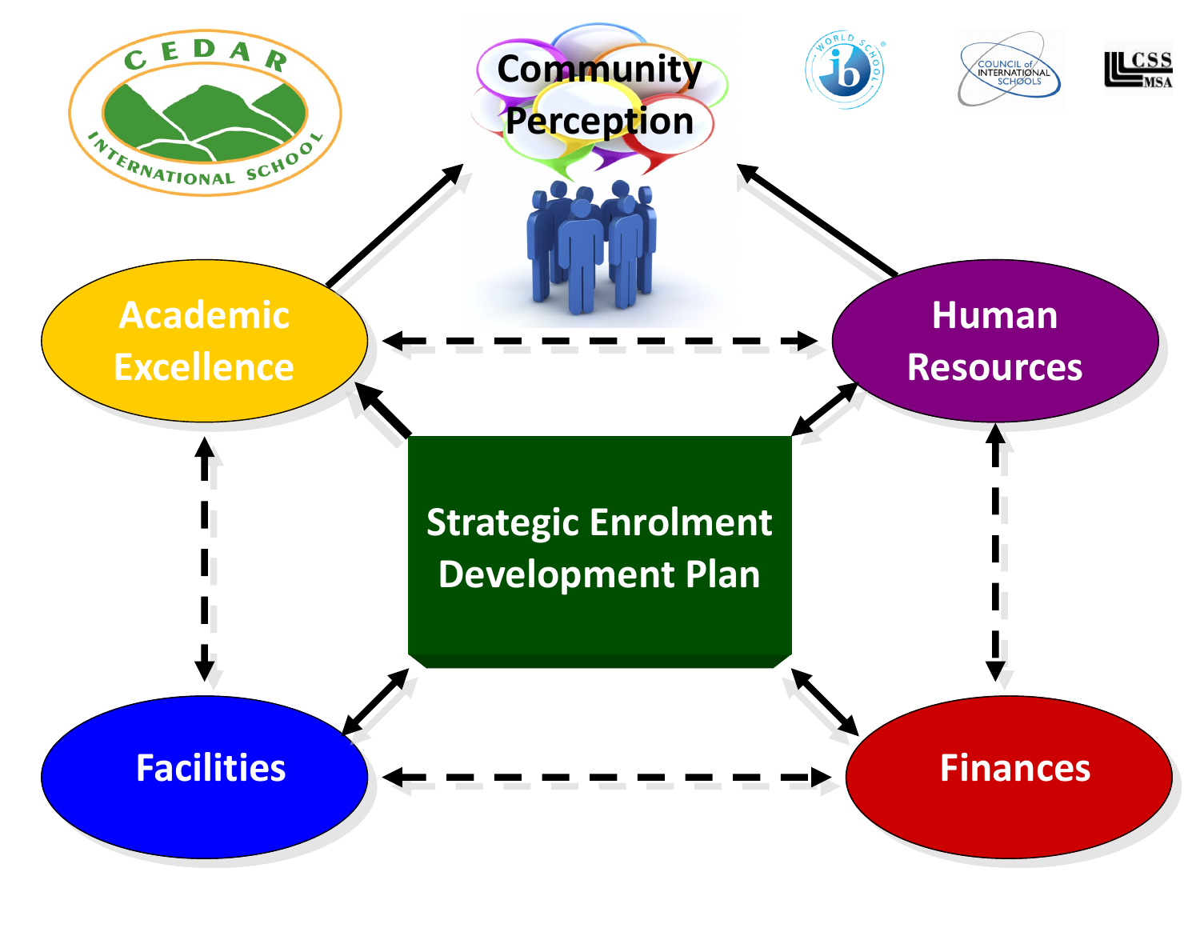Cedar International School

Community Perception

Academic Excellence

Human Resources

Strategic Enrolment Development Plan

Facilities

Finances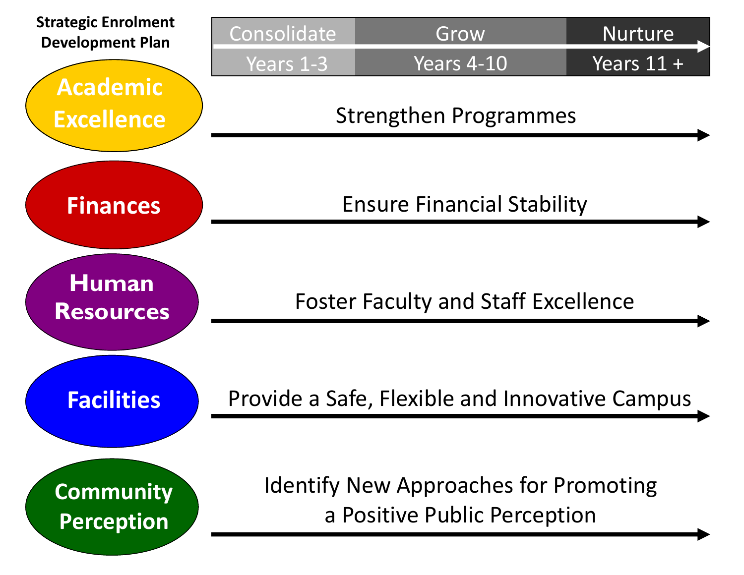**Strategic Enrolment Development Plan**

| Consolidate | Grow | Nurture |
| --- | --- | --- |
| Years 1-3 | Years 4-10 | Years 11 + |

| Area | Goal |
| --- | --- |
| **Academic Excellence** | Strengthen Programmes |
| **Finances** | Ensure Financial Stability |
| **Human Resources** | Foster Faculty and Staff Excellence |
| **Facilities** | Provide a Safe, Flexible and Innovative Campus |
| **Community Perception** | Identify New Approaches for Promoting a Positive Public Perception |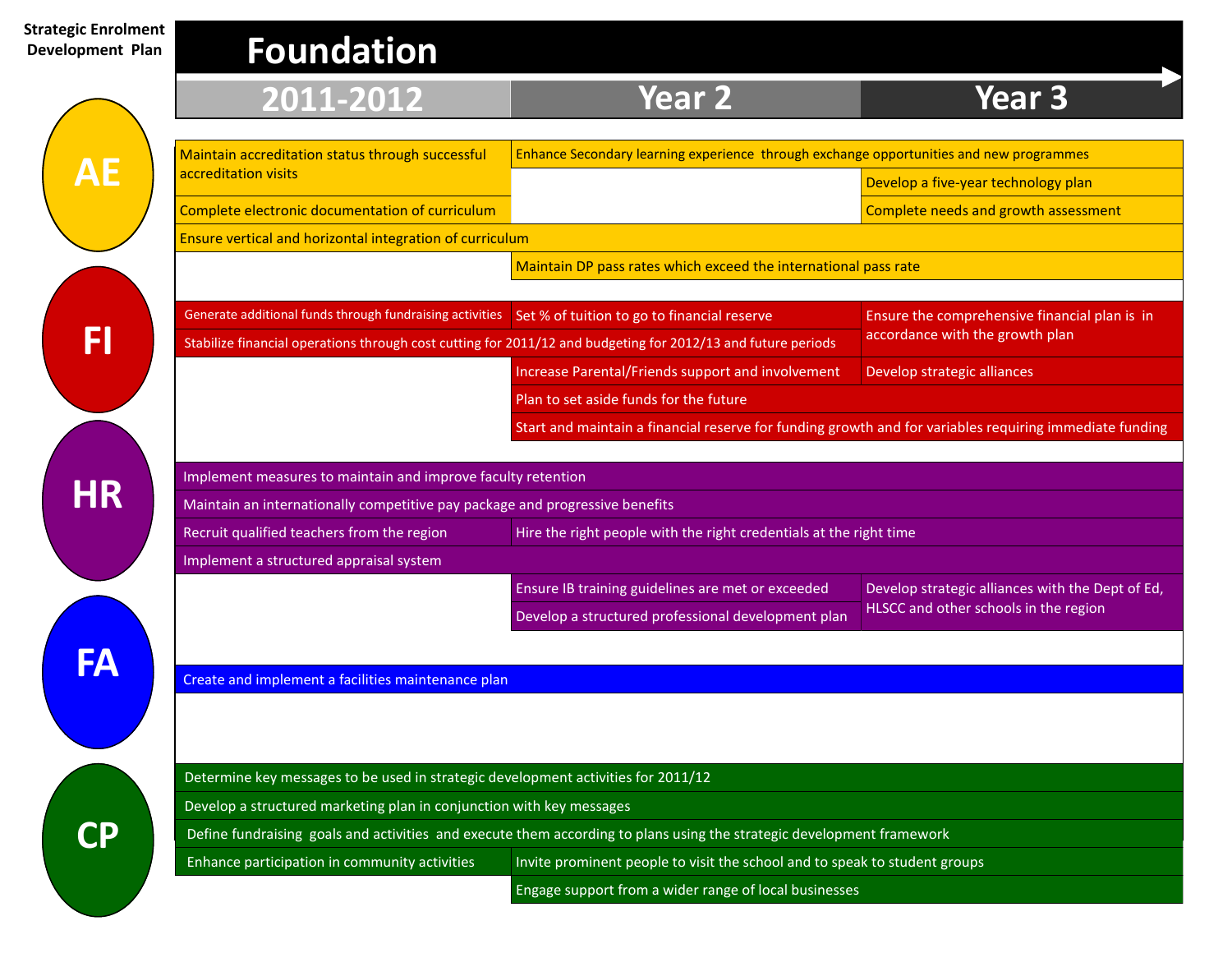**Strategic Enrolment Development Plan**

# Foundation

| | 2011-2012 | Year 2 | Year 3 |
|---|---|---|---|
| **AE** | Maintain accreditation status through successful accreditation visits | Enhance Secondary learning experience through exchange opportunities and new programmes | |
| | | | Develop a five-year technology plan |
| | Complete electronic documentation of curriculum | | Complete needs and growth assessment |
| | Ensure vertical and horizontal integration of curriculum | | |
| | | Maintain DP pass rates which exceed the international pass rate | |
| **FI** | Generate additional funds through fundraising activities | Set % of tuition to go to financial reserve | Ensure the comprehensive financial plan is in accordance with the growth plan |
| | Stabilize financial operations through cost cutting for 2011/12 and budgeting for 2012/13 and future periods | | |
| | | Increase Parental/Friends support and involvement | Develop strategic alliances |
| | | Plan to set aside funds for the future | |
| | | Start and maintain a financial reserve for funding growth and for variables requiring immediate funding | |
| **HR** | Implement measures to maintain and improve faculty retention | | |
| | Maintain an internationally competitive pay package and progressive benefits | | |
| | Recruit qualified teachers from the region | Hire the right people with the right credentials at the right time | |
| | Implement a structured appraisal system | | |
| | | Ensure IB training guidelines are met or exceeded | Develop strategic alliances with the Dept of Ed, HLSCC and other schools in the region |
| | | Develop a structured professional development plan | |
| **FA** | Create and implement a facilities maintenance plan | | |
| **CP** | Determine key messages to be used in strategic development activities for 2011/12 | | |
| | Develop a structured marketing plan in conjunction with key messages | | |
| | Define fundraising goals and activities and execute them according to plans using the strategic development framework | | |
| | Enhance participation in community activities | Invite prominent people to visit the school and to speak to student groups | |
| | | Engage support from a wider range of local businesses | |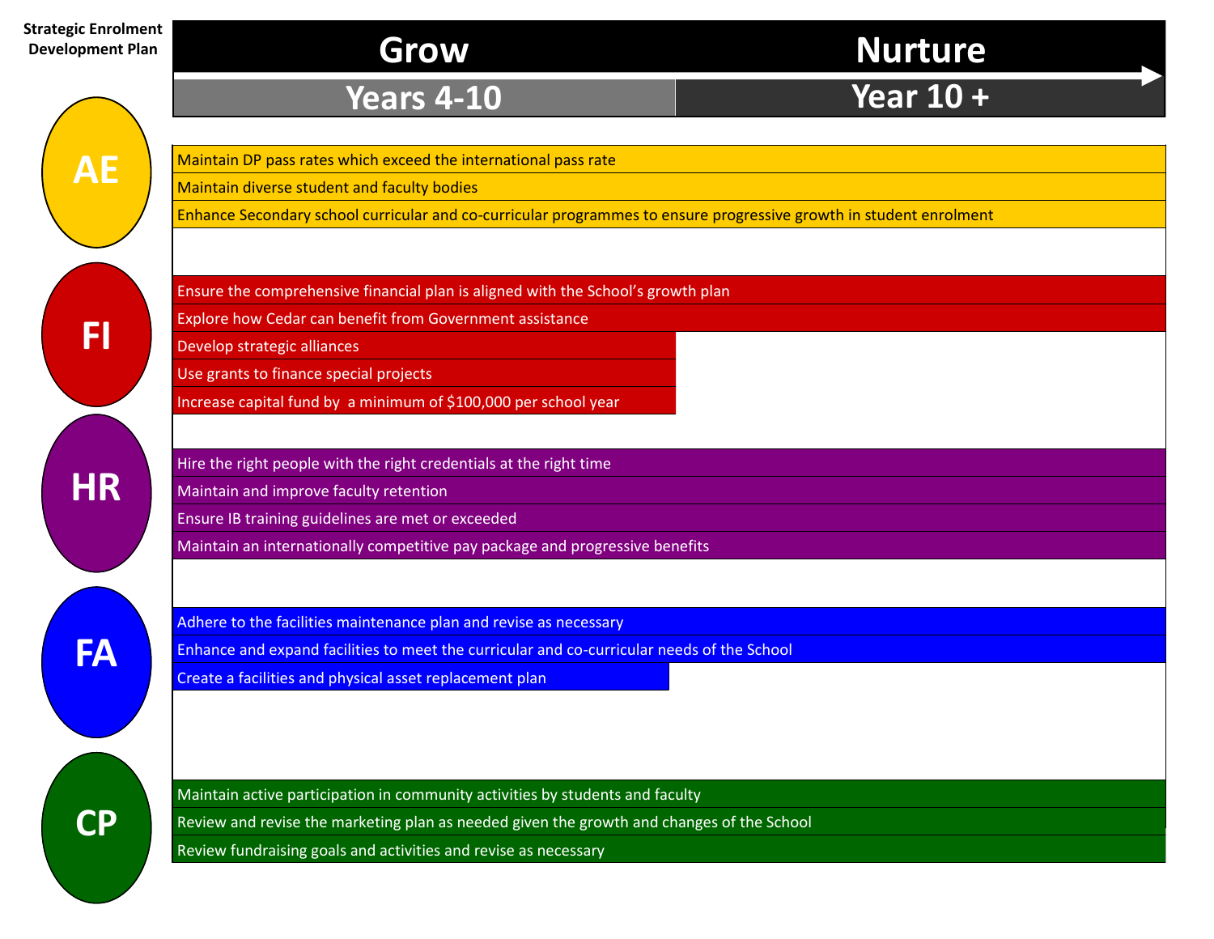**Strategic Enrolment Development Plan**

| | Grow (Years 4-10) | Nurture (Year 10 +) |
|---|---|---|
| **AE** | Maintain DP pass rates which exceed the international pass rate | Maintain DP pass rates which exceed the international pass rate |
| **AE** | Maintain diverse student and faculty bodies | Maintain diverse student and faculty bodies |
| **AE** | Enhance Secondary school curricular and co-curricular programmes to ensure progressive growth in student enrolment | Enhance Secondary school curricular and co-curricular programmes to ensure progressive growth in student enrolment |
| **FI** | Ensure the comprehensive financial plan is aligned with the School's growth plan | Ensure the comprehensive financial plan is aligned with the School's growth plan |
| **FI** | Explore how Cedar can benefit from Government assistance | Explore how Cedar can benefit from Government assistance |
| **FI** | Develop strategic alliances | |
| **FI** | Use grants to finance special projects | |
| **FI** | Increase capital fund by a minimum of $100,000 per school year | |
| **HR** | Hire the right people with the right credentials at the right time | Hire the right people with the right credentials at the right time |
| **HR** | Maintain and improve faculty retention | Maintain and improve faculty retention |
| **HR** | Ensure IB training guidelines are met or exceeded | Ensure IB training guidelines are met or exceeded |
| **HR** | Maintain an internationally competitive pay package and progressive benefits | Maintain an internationally competitive pay package and progressive benefits |
| **FA** | Adhere to the facilities maintenance plan and revise as necessary | Adhere to the facilities maintenance plan and revise as necessary |
| **FA** | Enhance and expand facilities to meet the curricular and co-curricular needs of the School | Enhance and expand facilities to meet the curricular and co-curricular needs of the School |
| **FA** | Create a facilities and physical asset replacement plan | |
| **CP** | Maintain active participation in community activities by students and faculty | Maintain active participation in community activities by students and faculty |
| **CP** | Review and revise the marketing plan as needed given the growth and changes of the School | Review and revise the marketing plan as needed given the growth and changes of the School |
| **CP** | Review fundraising goals and activities and revise as necessary | Review fundraising goals and activities and revise as necessary |